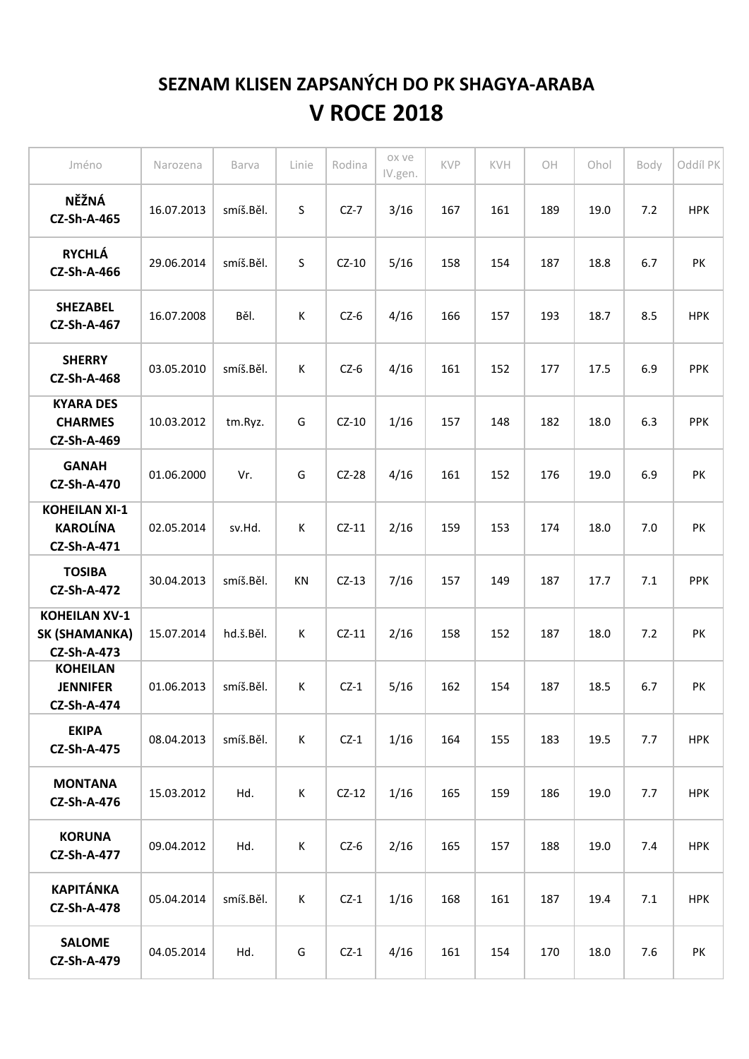## SEZNAM KLISEN ZAPSANÝCH DO PK SHAGYA-ARABA

# V ROCE 2018

| Jméno | Narozena | Barva | Linie | Rodina | ox ve IV.gen. | KVP | KVH | OH | Ohol | Body | Oddíl PK |
|---|---|---|---|---|---|---|---|---|---|---|---|
| **NĚŽNÁ CZ-Sh-A-465** | 16.07.2013 | smíš.Běl. | S | CZ-7 | 3/16 | 167 | 161 | 189 | 19.0 | 7.2 | HPK |
| **RYCHLÁ CZ-Sh-A-466** | 29.06.2014 | smíš.Běl. | S | CZ-10 | 5/16 | 158 | 154 | 187 | 18.8 | 6.7 | PK |
| **SHEZABEL CZ-Sh-A-467** | 16.07.2008 | Běl. | K | CZ-6 | 4/16 | 166 | 157 | 193 | 18.7 | 8.5 | HPK |
| **SHERRY CZ-Sh-A-468** | 03.05.2010 | smíš.Běl. | K | CZ-6 | 4/16 | 161 | 152 | 177 | 17.5 | 6.9 | PPK |
| **KYARA DES CHARMES CZ-Sh-A-469** | 10.03.2012 | tm.Ryz. | G | CZ-10 | 1/16 | 157 | 148 | 182 | 18.0 | 6.3 | PPK |
| **GANAH CZ-Sh-A-470** | 01.06.2000 | Vr. | G | CZ-28 | 4/16 | 161 | 152 | 176 | 19.0 | 6.9 | PK |
| **KOHEILAN XI-1 KAROLÍNA CZ-Sh-A-471** | 02.05.2014 | sv.Hd. | K | CZ-11 | 2/16 | 159 | 153 | 174 | 18.0 | 7.0 | PK |
| **TOSIBA CZ-Sh-A-472** | 30.04.2013 | smíš.Běl. | KN | CZ-13 | 7/16 | 157 | 149 | 187 | 17.7 | 7.1 | PPK |
| **KOHEILAN XV-1 SK (SHAMANKA) CZ-Sh-A-473** | 15.07.2014 | hd.š.Běl. | K | CZ-11 | 2/16 | 158 | 152 | 187 | 18.0 | 7.2 | PK |
| **KOHEILAN JENNIFER CZ-Sh-A-474** | 01.06.2013 | smíš.Běl. | K | CZ-1 | 5/16 | 162 | 154 | 187 | 18.5 | 6.7 | PK |
| **EKIPA CZ-Sh-A-475** | 08.04.2013 | smíš.Běl. | K | CZ-1 | 1/16 | 164 | 155 | 183 | 19.5 | 7.7 | HPK |
| **MONTANA CZ-Sh-A-476** | 15.03.2012 | Hd. | K | CZ-12 | 1/16 | 165 | 159 | 186 | 19.0 | 7.7 | HPK |
| **KORUNA CZ-Sh-A-477** | 09.04.2012 | Hd. | K | CZ-6 | 2/16 | 165 | 157 | 188 | 19.0 | 7.4 | HPK |
| **KAPITÁNKA CZ-Sh-A-478** | 05.04.2014 | smíš.Běl. | K | CZ-1 | 1/16 | 168 | 161 | 187 | 19.4 | 7.1 | HPK |
| **SALOME CZ-Sh-A-479** | 04.05.2014 | Hd. | G | CZ-1 | 4/16 | 161 | 154 | 170 | 18.0 | 7.6 | PK |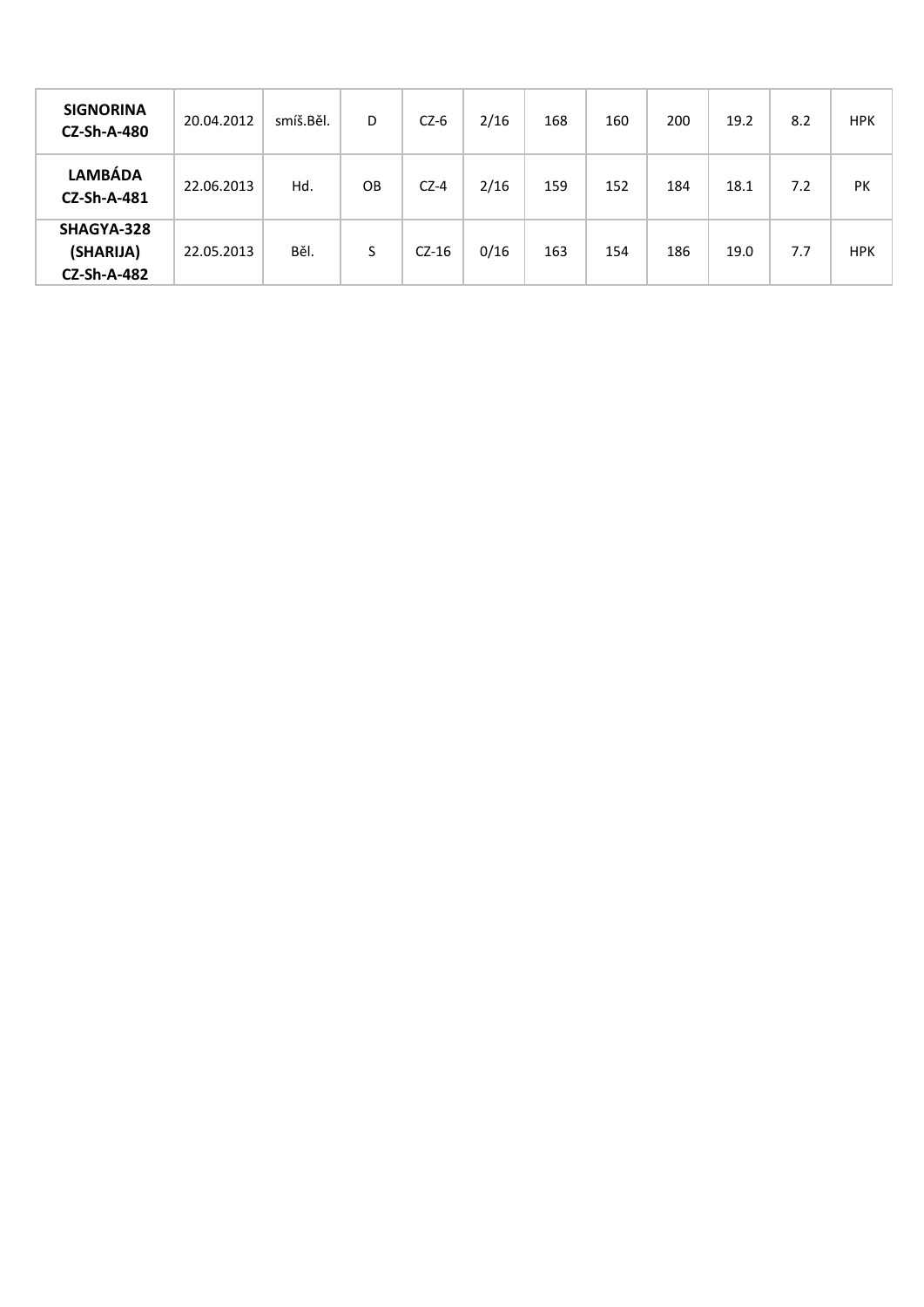| | | | | | | | | | | | |
|---|---|---|---|---|---|---|---|---|---|---|---|
| **SIGNORINA CZ-Sh-A-480** | 20.04.2012 | smíš.Běl. | D | CZ-6 | 2/16 | 168 | 160 | 200 | 19.2 | 8.2 | HPK |
| **LAMBÁDA CZ-Sh-A-481** | 22.06.2013 | Hd. | OB | CZ-4 | 2/16 | 159 | 152 | 184 | 18.1 | 7.2 | PK |
| **SHAGYA-328 (SHARIJA) CZ-Sh-A-482** | 22.05.2013 | Běl. | S | CZ-16 | 0/16 | 163 | 154 | 186 | 19.0 | 7.7 | HPK |